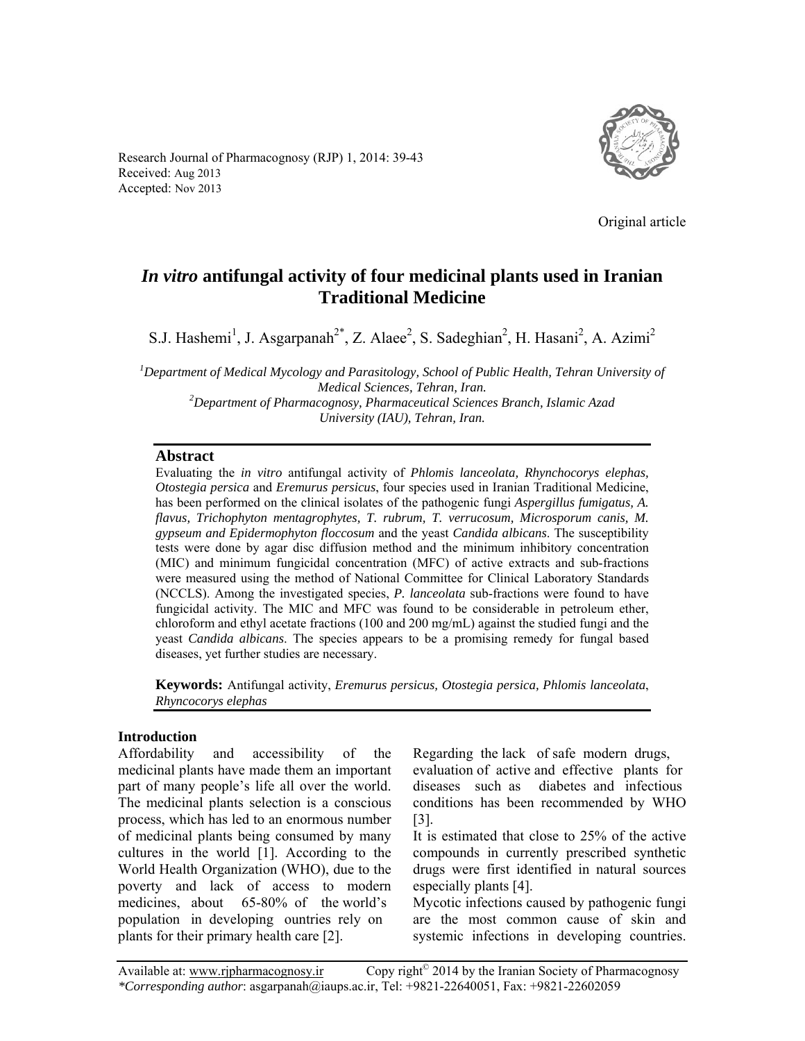Original article

# *In vitro* antifungal activity of four medicinal plants used in Iranian Traditional Medicine

S.J. Hashemi[1], J. Asgarpanah[2*], Z. Alaee[2], S. Sadeghian[2], H. Hasani[2], A. Azimi[2]

[1]*Department of Medical Mycology and Parasitology, School of Public Health, Tehran University of Medical Sciences, Tehran, Iran.*
[2]*Department of Pharmacognosy, Pharmaceutical Sciences Branch, Islamic Azad University (IAU), Tehran, Iran.*

## Abstract

Evaluating the *in vitro* antifungal activity of *Phlomis lanceolata, Rhynchocorys elephas, Otostegia persica* and *Eremurus persicus*, four species used in Iranian Traditional Medicine, has been performed on the clinical isolates of the pathogenic fungi *Aspergillus fumigatus, A. flavus, Trichophyton mentagrophytes, T. rubrum, T. verrucosum, Microsporum canis, M. gypseum and Epidermophyton floccosum* and the yeast *Candida albicans*. The susceptibility tests were done by agar disc diffusion method and the minimum inhibitory concentration (MIC) and minimum fungicidal concentration (MFC) of active extracts and sub-fractions were measured using the method of National Committee for Clinical Laboratory Standards (NCCLS). Among the investigated species, *P. lanceolata* sub-fractions were found to have fungicidal activity. The MIC and MFC was found to be considerable in petroleum ether, chloroform and ethyl acetate fractions (100 and 200 mg/mL) against the studied fungi and the yeast *Candida albicans*. The species appears to be a promising remedy for fungal based diseases, yet further studies are necessary.

**Keywords:** Antifungal activity, *Eremurus persicus, Otostegia persica, Phlomis lanceolata*, *Rhyncocorys elephas*

## Introduction

Affordability and accessibility of the medicinal plants have made them an important part of many people's life all over the world. The medicinal plants selection is a conscious process, which has led to an enormous number of medicinal plants being consumed by many cultures in the world [1]. According to the World Health Organization (WHO), due to the poverty and lack of access to modern medicines, about 65-80% of the world's population in developing ountries rely on plants for their primary health care [2].

Regarding the lack of safe modern drugs, evaluation of active and effective plants for diseases such as diabetes and infectious conditions has been recommended by WHO [3].

It is estimated that close to 25% of the active compounds in currently prescribed synthetic drugs were first identified in natural sources especially plants [4].

Mycotic infections caused by pathogenic fungi are the most common cause of skin and systemic infections in developing countries.

*Corresponding author*: asgarpanah@iaups.ac.ir, Tel: +9821-22640051, Fax: +9821-22602059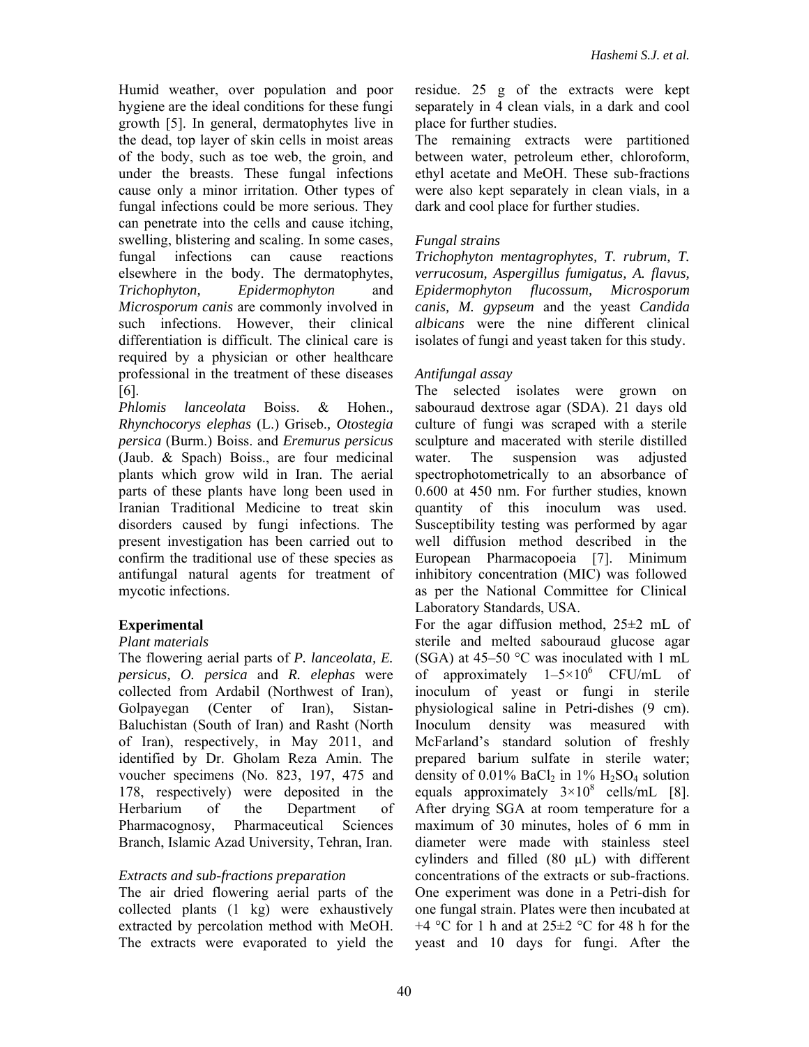Humid weather, over population and poor hygiene are the ideal conditions for these fungi growth [5]. In general, dermatophytes live in the dead, top layer of skin cells in moist areas of the body, such as toe web, the groin, and under the breasts. These fungal infections cause only a minor irritation. Other types of fungal infections could be more serious. They can penetrate into the cells and cause itching, swelling, blistering and scaling. In some cases, fungal infections can cause reactions elsewhere in the body. The dermatophytes, *Trichophyton, Epidermophyton* and *Microsporum canis* are commonly involved in such infections. However, their clinical differentiation is difficult. The clinical care is required by a physician or other healthcare professional in the treatment of these diseases [6].

*Phlomis lanceolata* Boiss. & Hohen., *Rhynchocorys elephas* (L.) Griseb., *Otostegia persica* (Burm.) Boiss. and *Eremurus persicus* (Jaub. & Spach) Boiss., are four medicinal plants which grow wild in Iran. The aerial parts of these plants have long been used in Iranian Traditional Medicine to treat skin disorders caused by fungi infections. The present investigation has been carried out to confirm the traditional use of these species as antifungal natural agents for treatment of mycotic infections.

## Experimental

### *Plant materials*

The flowering aerial parts of *P. lanceolata*, *E. persicus, O. persica* and *R. elephas* were collected from Ardabil (Northwest of Iran), Golpayegan (Center of Iran), Sistan-Baluchistan (South of Iran) and Rasht (North of Iran), respectively, in May 2011, and identified by Dr. Gholam Reza Amin. The voucher specimens (No. 823, 197, 475 and 178, respectively) were deposited in the Herbarium of the Department of Pharmacognosy, Pharmaceutical Sciences Branch, Islamic Azad University, Tehran, Iran.

### *Extracts and sub-fractions preparation*

The air dried flowering aerial parts of the collected plants (1 kg) were exhaustively extracted by percolation method with MeOH. The extracts were evaporated to yield the residue. 25 g of the extracts were kept separately in 4 clean vials, in a dark and cool place for further studies.

The remaining extracts were partitioned between water, petroleum ether, chloroform, ethyl acetate and MeOH. These sub-fractions were also kept separately in clean vials, in a dark and cool place for further studies.

### *Fungal strains*

*Trichophyton mentagrophytes, T. rubrum, T. verrucosum, Aspergillus fumigatus, A. flavus, Epidermophyton flucossum, Microsporum canis, M. gypseum* and the yeast *Candida albicans* were the nine different clinical isolates of fungi and yeast taken for this study.

### *Antifungal assay*

The selected isolates were grown on sabouraud dextrose agar (SDA). 21 days old culture of fungi was scraped with a sterile sculpture and macerated with sterile distilled water. The suspension was adjusted spectrophotometrically to an absorbance of 0.600 at 450 nm. For further studies, known quantity of this inoculum was used. Susceptibility testing was performed by agar well diffusion method described in the European Pharmacopoeia [7]. Minimum inhibitory concentration (MIC) was followed as per the National Committee for Clinical Laboratory Standards, USA.

For the agar diffusion method, 25±2 mL of sterile and melted sabouraud glucose agar (SGA) at 45–50 °C was inoculated with 1 mL of approximately $1–5\times10^6$ CFU/mL of inoculum of yeast or fungi in sterile physiological saline in Petri-dishes (9 cm). Inoculum density was measured with McFarland's standard solution of freshly prepared barium sulfate in sterile water; density of 0.01% $BaCl_2$ in 1% $H_2SO_4$ solution equals approximately $3\times10^8$ cells/mL [8]. After drying SGA at room temperature for a maximum of 30 minutes, holes of 6 mm in diameter were made with stainless steel cylinders and filled (80 μL) with different concentrations of the extracts or sub-fractions. One experiment was done in a Petri-dish for one fungal strain. Plates were then incubated at +4 °C for 1 h and at 25±2 °C for 48 h for the yeast and 10 days for fungi. After the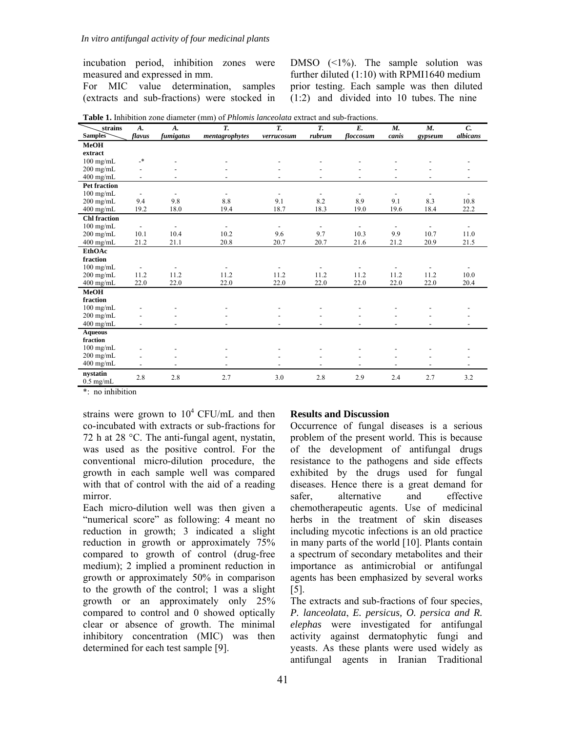incubation period, inhibition zones were measured and expressed in mm.

For MIC value determination, samples (extracts and sub-fractions) were stocked in DMSO (<1%). The sample solution was further diluted (1:10) with RPMI1640 medium prior testing. Each sample was then diluted (1:2) and divided into 10 tubes. The nine strains were grown to $10^4$ CFU/mL and then co-incubated with extracts or sub-fractions for 72 h at 28 °C. The anti-fungal agent, nystatin, was used as the positive control. For the conventional micro-dilution procedure, the growth in each sample well was compared with that of control with the aid of a reading mirror.

Each micro-dilution well was then given a "numerical score" as following: 4 meant no reduction in growth; 3 indicated a slight reduction in growth or approximately 75% compared to growth of control (drug-free medium); 2 implied a prominent reduction in growth or approximately 50% in comparison to the growth of the control; 1 was a slight growth or an approximately only 25% compared to control and 0 showed optically clear or absence of growth. The minimal inhibitory concentration (MIC) was then determined for each test sample [9].

**Table 1.** Inhibition zone diameter (mm) of *Phlomis lanceolata* extract and sub-fractions.

| Samples \ strains | *A. flavus* | *A. fumigatus* | *T. mentagrophytes* | *T. verrucosum* | *T. rubrum* | *E. floccosum* | *M. canis* | *M. gypseum* | *C. albicans* |
|---|---|---|---|---|---|---|---|---|---|
| **MeOH extract** | | | | | | | | | |
| 100 mg/mL | -* | - | - | - | - | - | - | - | - |
| 200 mg/mL | - | - | - | - | - | - | - | - | - |
| 400 mg/mL | - | - | - | - | - | - | - | - | - |
| **Pet fraction** | | | | | | | | | |
| 100 mg/mL | - | - | - | - | - | - | - | - | - |
| 200 mg/mL | 9.4 | 9.8 | 8.8 | 9.1 | 8.2 | 8.9 | 9.1 | 8.3 | 10.8 |
| 400 mg/mL | 19.2 | 18.0 | 19.4 | 18.7 | 18.3 | 19.0 | 19.6 | 18.4 | 22.2 |
| **Chl fraction** | | | | | | | | | |
| 100 mg/mL | - | - | - | - | - | - | - | - | - |
| 200 mg/mL | 10.1 | 10.4 | 10.2 | 9.6 | 9.7 | 10.3 | 9.9 | 10.7 | 11.0 |
| 400 mg/mL | 21.2 | 21.1 | 20.8 | 20.7 | 20.7 | 21.6 | 21.2 | 20.9 | 21.5 |
| **EthOAc fraction** | | | | | | | | | |
| 100 mg/mL | - | - | - | - | - | - | - | - | - |
| 200 mg/mL | 11.2 | 11.2 | 11.2 | 11.2 | 11.2 | 11.2 | 11.2 | 11.2 | 10.0 |
| 400 mg/mL | 22.0 | 22.0 | 22.0 | 22.0 | 22.0 | 22.0 | 22.0 | 22.0 | 20.4 |
| **MeOH fraction** | | | | | | | | | |
| 100 mg/mL | - | - | - | - | - | - | - | - | - |
| 200 mg/mL | - | - | - | - | - | - | - | - | - |
| 400 mg/mL | - | - | - | - | - | - | - | - | - |
| **Aqueous fraction** | | | | | | | | | |
| 100 mg/mL | - | - | - | - | - | - | - | - | - |
| 200 mg/mL | - | - | - | - | - | - | - | - | - |
| 400 mg/mL | - | - | - | - | - | - | - | - | - |
| **nystatin** 0.5 mg/mL | 2.8 | 2.8 | 2.7 | 3.0 | 2.8 | 2.9 | 2.4 | 2.7 | 3.2 |

*: no inhibition

## Results and Discussion

Occurrence of fungal diseases is a serious problem of the present world. This is because of the development of antifungal drugs resistance to the pathogens and side effects exhibited by the drugs used for fungal diseases. Hence there is a great demand for safer, alternative and effective chemotherapeutic agents. Use of medicinal herbs in the treatment of skin diseases including mycotic infections is an old practice in many parts of the world [10]. Plants contain a spectrum of secondary metabolites and their importance as antimicrobial or antifungal agents has been emphasized by several works [5].

The extracts and sub-fractions of four species, *P. lanceolata*, *E. persicus, O. persica and R. elephas* were investigated for antifungal activity against dermatophytic fungi and yeasts. As these plants were used widely as antifungal agents in Iranian Traditional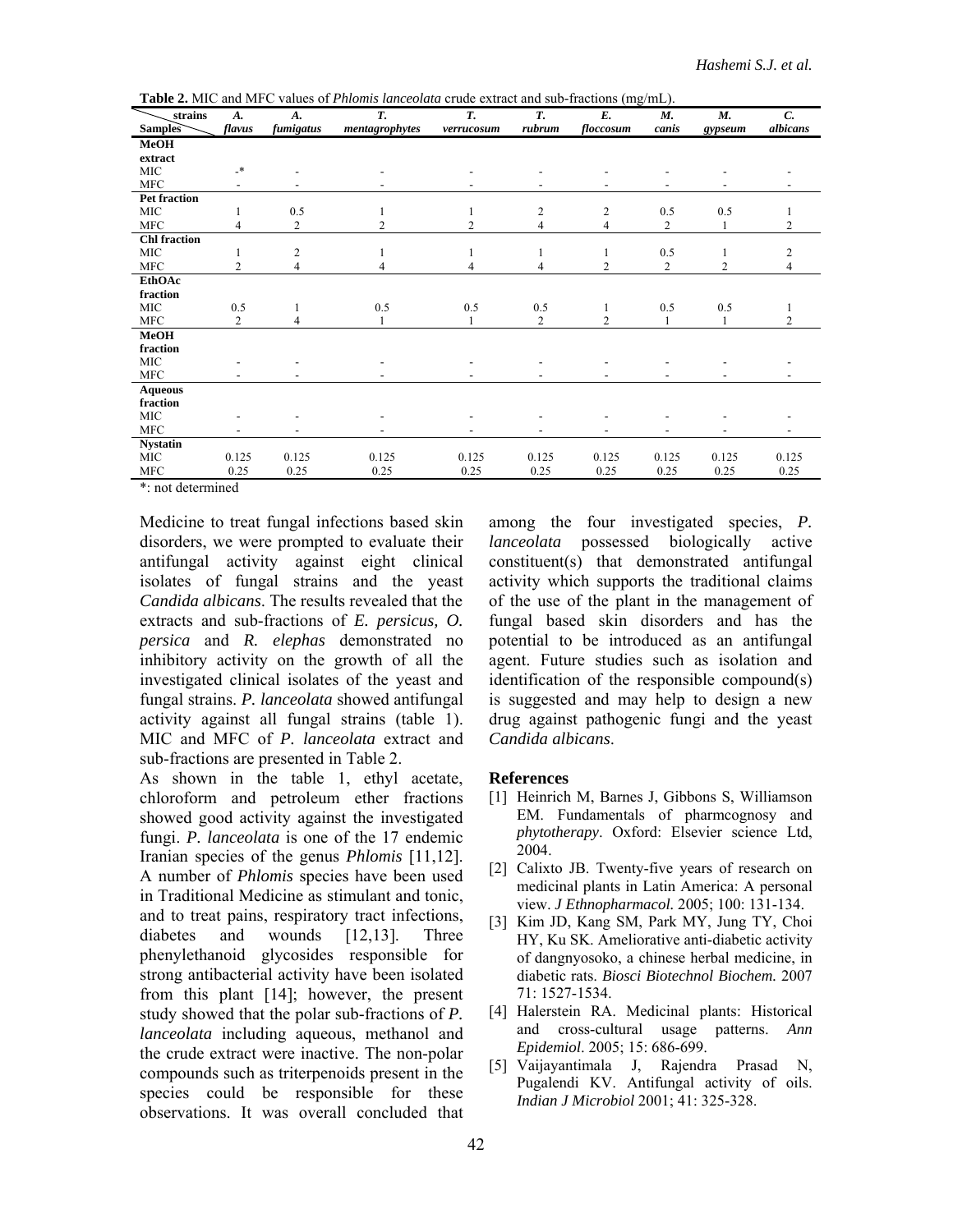**Table 2.** MIC and MFC values of *Phlomis lanceolata* crude extract and sub-fractions (mg/mL).

| Samples \ strains | *A. flavus* | *A. fumigatus* | *T. mentagrophytes* | *T. verrucosum* | *T. rubrum* | *E. floccosum* | *M. canis* | *M. gypseum* | *C. albicans* |
|---|---|---|---|---|---|---|---|---|---|
| **MeOH extract** | | | | | | | | | |
| MIC | -* | - | - | - | - | - | - | - | - |
| MFC | - | - | - | - | - | - | - | - | - |
| **Pet fraction** | | | | | | | | | |
| MIC | 1 | 0.5 | 1 | 1 | 2 | 2 | 0.5 | 0.5 | 1 |
| MFC | 4 | 2 | 2 | 2 | 4 | 4 | 2 | 1 | 2 |
| **Chl fraction** | | | | | | | | | |
| MIC | 1 | 2 | 1 | 1 | 1 | 1 | 0.5 | 1 | 2 |
| MFC | 2 | 4 | 4 | 4 | 4 | 2 | 2 | 2 | 4 |
| **EthOAc fraction** | | | | | | | | | |
| MIC | 0.5 | 1 | 0.5 | 0.5 | 0.5 | 1 | 0.5 | 0.5 | 1 |
| MFC | 2 | 4 | 1 | 1 | 2 | 2 | 1 | 1 | 2 |
| **MeOH fraction** | | | | | | | | | |
| MIC | - | - | - | - | - | - | - | - | - |
| MFC | - | - | - | - | - | - | - | - | - |
| **Aqueous fraction** | | | | | | | | | |
| MIC | - | - | - | - | - | - | - | - | - |
| MFC | - | - | - | - | - | - | - | - | - |
| **Nystatin** | | | | | | | | | |
| MIC | 0.125 | 0.125 | 0.125 | 0.125 | 0.125 | 0.125 | 0.125 | 0.125 | 0.125 |
| MFC | 0.25 | 0.25 | 0.25 | 0.25 | 0.25 | 0.25 | 0.25 | 0.25 | 0.25 |

*: not determined

Medicine to treat fungal infections based skin disorders, we were prompted to evaluate their antifungal activity against eight clinical isolates of fungal strains and the yeast *Candida albicans*. The results revealed that the extracts and sub-fractions of *E. persicus, O. persica* and *R. elephas* demonstrated no inhibitory activity on the growth of all the investigated clinical isolates of the yeast and fungal strains. *P. lanceolata* showed antifungal activity against all fungal strains (table 1). MIC and MFC of *P. lanceolata* extract and sub-fractions are presented in Table 2.

As shown in the table 1, ethyl acetate, chloroform and petroleum ether fractions showed good activity against the investigated fungi. *P. lanceolata* is one of the 17 endemic Iranian species of the genus *Phlomis* [11,12]. A number of *Phlomis* species have been used in Traditional Medicine as stimulant and tonic, and to treat pains, respiratory tract infections, diabetes and wounds [12,13]. Three phenylethanoid glycosides responsible for strong antibacterial activity have been isolated from this plant [14]; however, the present study showed that the polar sub-fractions of *P. lanceolata* including aqueous, methanol and the crude extract were inactive. The non-polar compounds such as triterpenoids present in the species could be responsible for these observations. It was overall concluded that among the four investigated species, *P. lanceolata* possessed biologically active constituent(s) that demonstrated antifungal activity which supports the traditional claims of the use of the plant in the management of fungal based skin disorders and has the potential to be introduced as an antifungal agent. Future studies such as isolation and identification of the responsible compound(s) is suggested and may help to design a new drug against pathogenic fungi and the yeast *Candida albicans*.

## References

[1] Heinrich M, Barnes J, Gibbons S, Williamson EM. Fundamentals of pharmcognosy and *phytotherapy*. Oxford: Elsevier science Ltd, 2004.

[2] Calixto JB. Twenty-five years of research on medicinal plants in Latin America: A personal view. *J Ethnopharmacol.* 2005; 100: 131-134.

[3] Kim JD, Kang SM, Park MY, Jung TY, Choi HY, Ku SK. Ameliorative anti-diabetic activity of dangnyosoko, a chinese herbal medicine, in diabetic rats. *Biosci Biotechnol Biochem.* 2007 71: 1527-1534.

[4] Halerstein RA. Medicinal plants: Historical and cross-cultural usage patterns. *Ann Epidemiol*. 2005; 15: 686-699.

[5] Vaijayantimala J, Rajendra Prasad N, Pugalendi KV. Antifungal activity of oils. *Indian J Microbiol* 2001; 41: 325-328.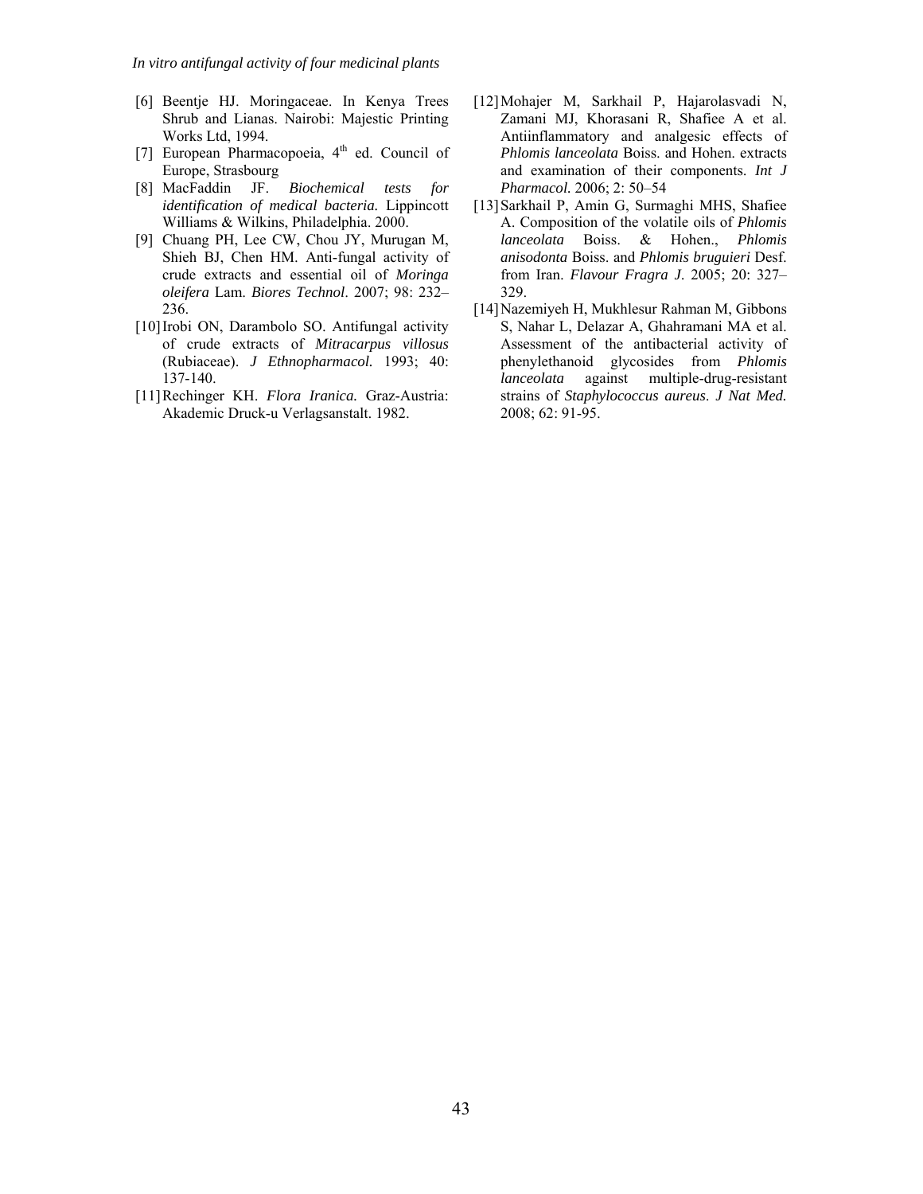[6] Beentje HJ. Moringaceae. In Kenya Trees Shrub and Lianas. Nairobi: Majestic Printing Works Ltd, 1994.

[7] European Pharmacopoeia, 4th ed. Council of Europe, Strasbourg

[8] MacFaddin JF. *Biochemical tests for identification of medical bacteria.* Lippincott Williams & Wilkins, Philadelphia. 2000.

[9] Chuang PH, Lee CW, Chou JY, Murugan M, Shieh BJ, Chen HM. Anti-fungal activity of crude extracts and essential oil of *Moringa oleifera* Lam. *Biores Technol*. 2007; 98: 232–236.

[10] Irobi ON, Darambolo SO. Antifungal activity of crude extracts of *Mitracarpus villosus* (Rubiaceae). *J Ethnopharmacol.* 1993; 40: 137-140.

[11] Rechinger KH. *Flora Iranica.* Graz-Austria: Akademic Druck-u Verlagsanstalt. 1982.

[12] Mohajer M, Sarkhail P, Hajarolasvadi N, Zamani MJ, Khorasani R, Shafiee A et al. Antiinflammatory and analgesic effects of *Phlomis lanceolata* Boiss. and Hohen. extracts and examination of their components. *Int J Pharmacol.* 2006; 2: 50–54

[13] Sarkhail P, Amin G, Surmaghi MHS, Shafiee A. Composition of the volatile oils of *Phlomis lanceolata* Boiss. & Hohen., *Phlomis anisodonta* Boiss. and *Phlomis bruguieri* Desf. from Iran. *Flavour Fragra J*. 2005; 20: 327–329.

[14] Nazemiyeh H, Mukhlesur Rahman M, Gibbons S, Nahar L, Delazar A, Ghahramani MA et al. Assessment of the antibacterial activity of phenylethanoid glycosides from *Phlomis lanceolata* against multiple-drug-resistant strains of *Staphylococcus aureus*. *J Nat Med.* 2008; 62: 91-95.